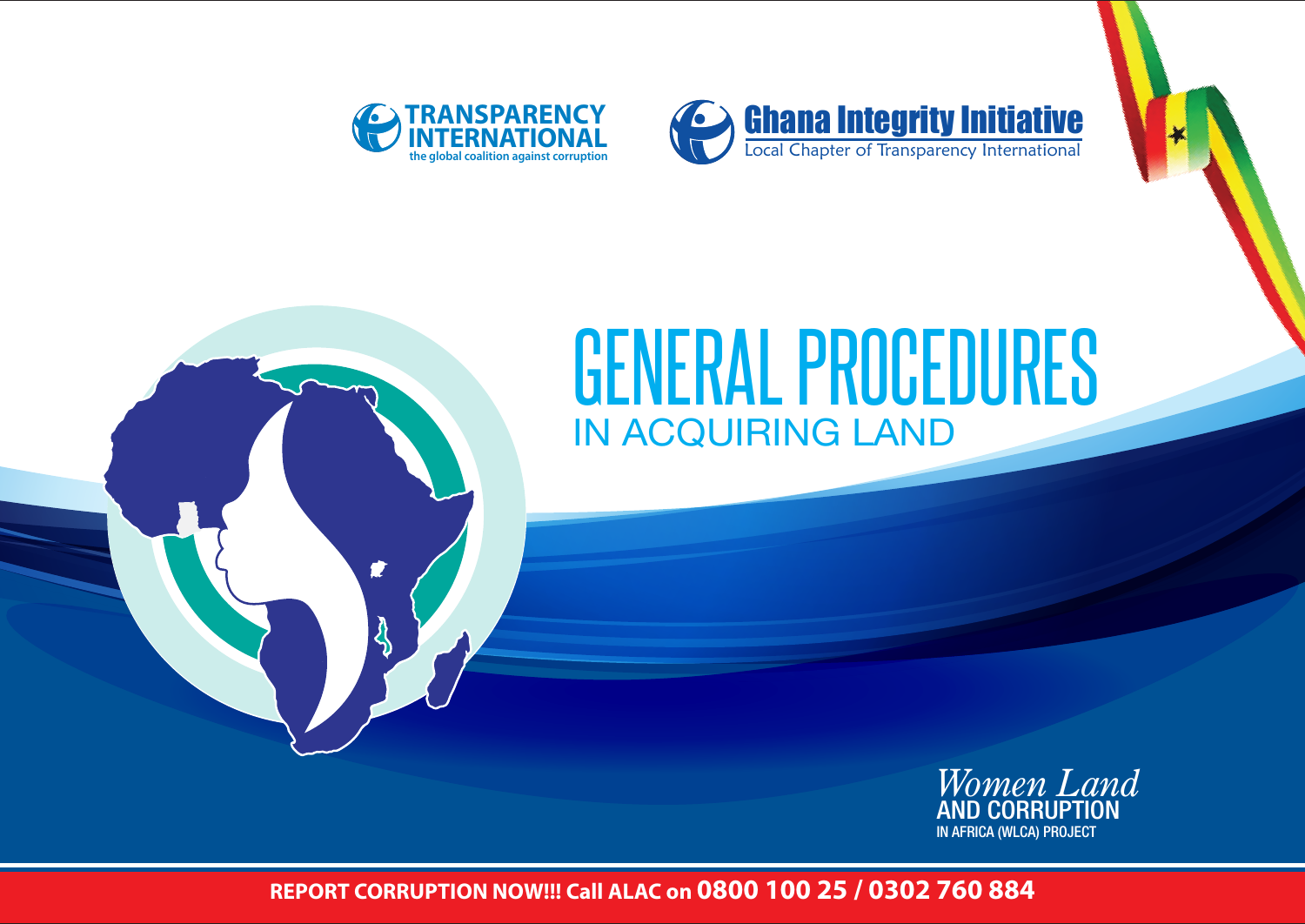TRANSPARENCY INTERNATIONAL
the global coalition against corruption

Ghana Integrity Initiative
Local Chapter of Transparency International

# GENERAL PROCEDURES
## IN ACQUIRING LAND

*Women Land*
AND CORRUPTION
IN AFRICA (WLCA) PROJECT

**REPORT CORRUPTION NOW!!! Call ALAC on 0800 100 25 / 0302 760 884**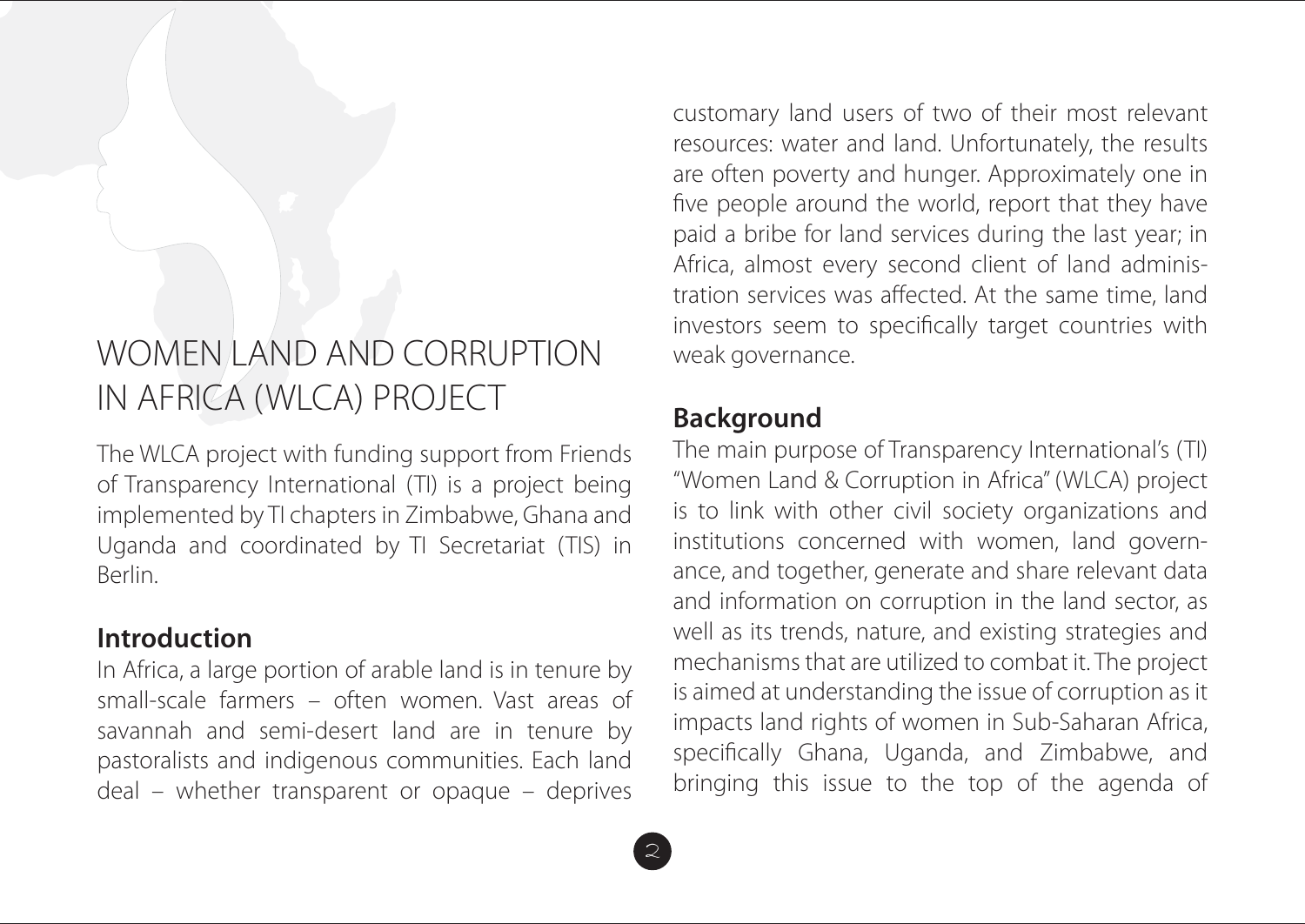# WOMEN LAND AND CORRUPTION IN AFRICA (WLCA) PROJECT

The WLCA project with funding support from Friends of Transparency International (TI) is a project being implemented by TI chapters in Zimbabwe, Ghana and Uganda and coordinated by TI Secretariat (TIS) in Berlin.

## Introduction

In Africa, a large portion of arable land is in tenure by small-scale farmers – often women. Vast areas of savannah and semi-desert land are in tenure by pastoralists and indigenous communities. Each land deal – whether transparent or opaque – deprives customary land users of two of their most relevant resources: water and land. Unfortunately, the results are often poverty and hunger. Approximately one in five people around the world, report that they have paid a bribe for land services during the last year; in Africa, almost every second client of land administration services was affected. At the same time, land investors seem to specifically target countries with weak governance.

## Background

The main purpose of Transparency International's (TI) "Women Land & Corruption in Africa" (WLCA) project is to link with other civil society organizations and institutions concerned with women, land governance, and together, generate and share relevant data and information on corruption in the land sector, as well as its trends, nature, and existing strategies and mechanisms that are utilized to combat it. The project is aimed at understanding the issue of corruption as it impacts land rights of women in Sub-Saharan Africa, specifically Ghana, Uganda, and Zimbabwe, and bringing this issue to the top of the agenda of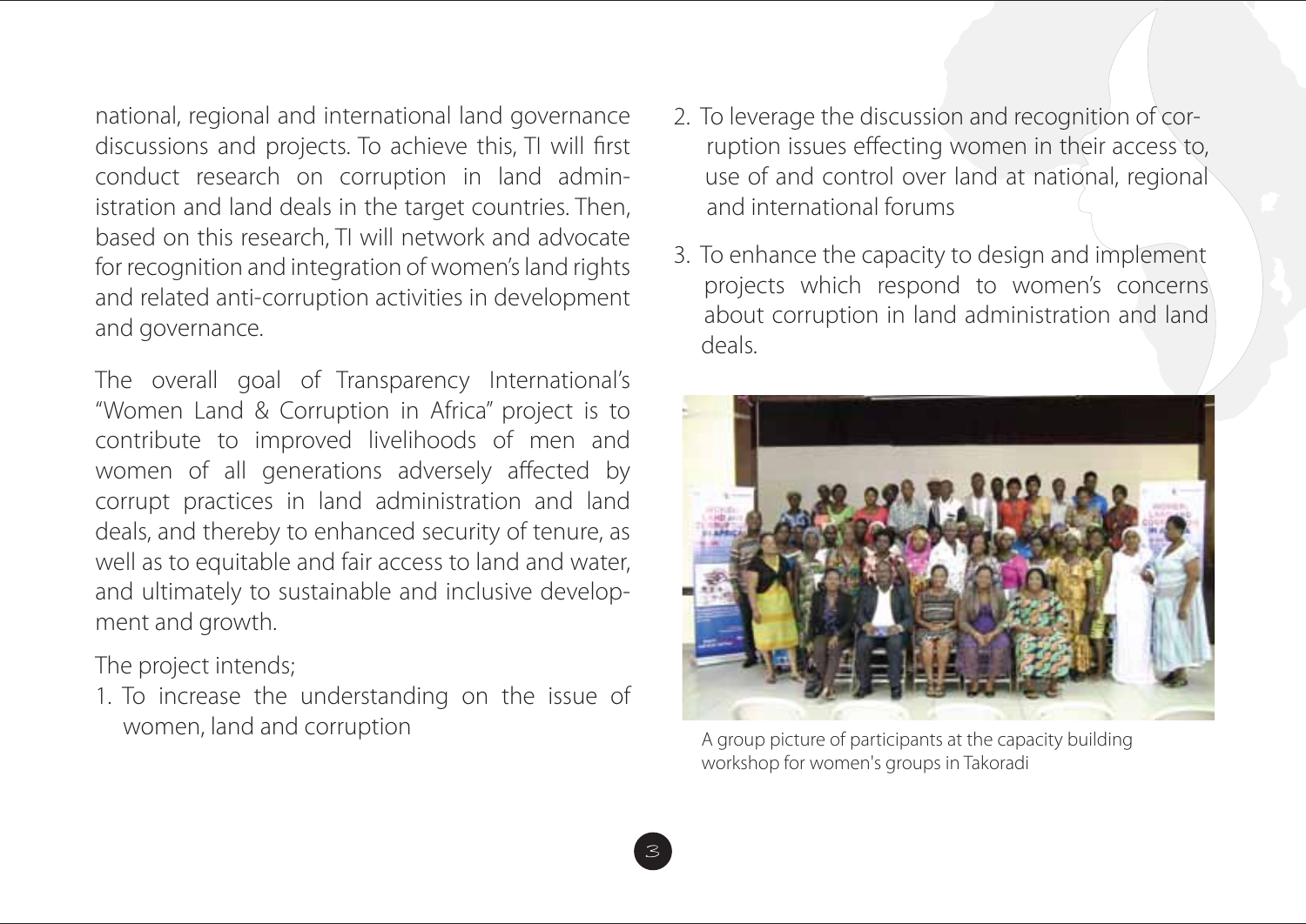national, regional and international land governance discussions and projects. To achieve this, TI will first conduct research on corruption in land administration and land deals in the target countries. Then, based on this research, TI will network and advocate for recognition and integration of women's land rights and related anti-corruption activities in development and governance.

The overall goal of Transparency International's "Women Land & Corruption in Africa" project is to contribute to improved livelihoods of men and women of all generations adversely affected by corrupt practices in land administration and land deals, and thereby to enhanced security of tenure, as well as to equitable and fair access to land and water, and ultimately to sustainable and inclusive development and growth.

The project intends;

1. To increase the understanding on the issue of women, land and corruption
2. To leverage the discussion and recognition of corruption issues effecting women in their access to, use of and control over land at national, regional and international forums
3. To enhance the capacity to design and implement projects which respond to women's concerns about corruption in land administration and land deals.

A group picture of participants at the capacity building workshop for women's groups in Takoradi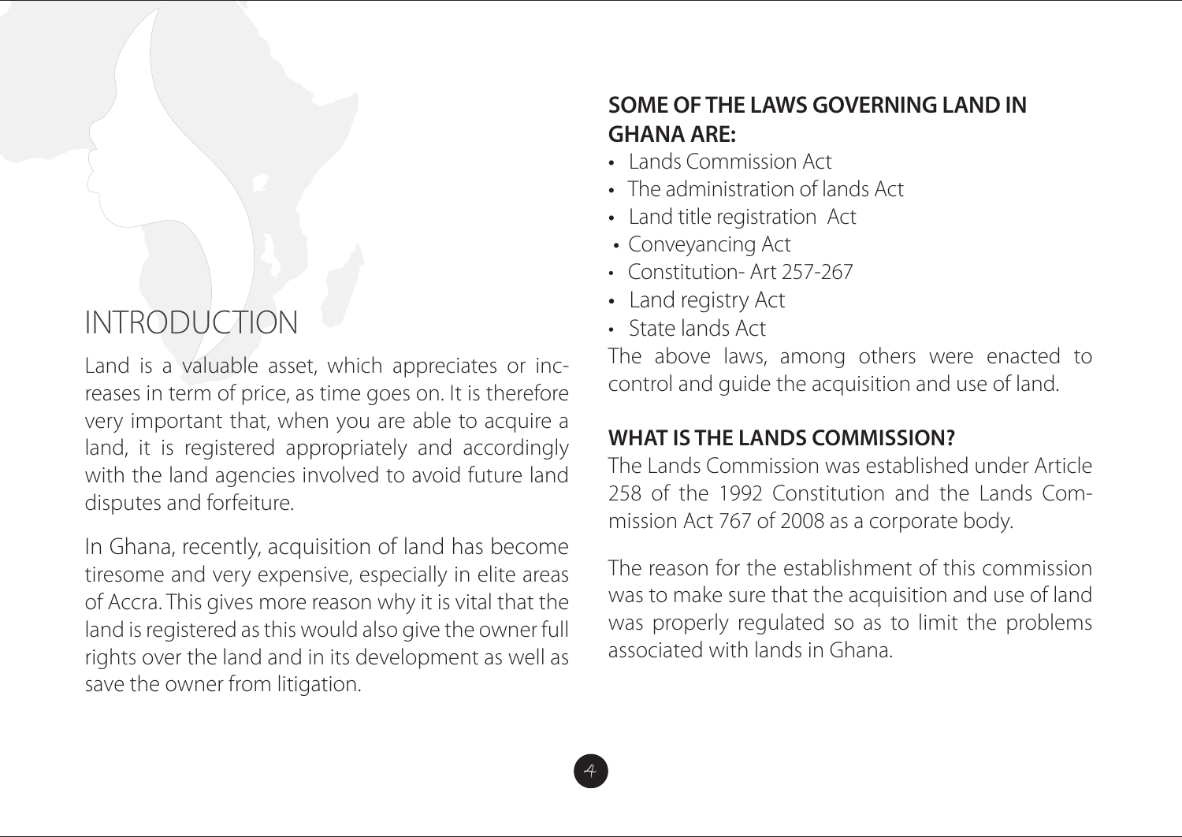# INTRODUCTION

Land is a valuable asset, which appreciates or increases in term of price, as time goes on. It is therefore very important that, when you are able to acquire a land, it is registered appropriately and accordingly with the land agencies involved to avoid future land disputes and forfeiture.

In Ghana, recently, acquisition of land has become tiresome and very expensive, especially in elite areas of Accra. This gives more reason why it is vital that the land is registered as this would also give the owner full rights over the land and in its development as well as save the owner from litigation.

## SOME OF THE LAWS GOVERNING LAND IN GHANA ARE:

- Lands Commission Act
- The administration of lands Act
- Land title registration Act
- Conveyancing Act
- Constitution- Art 257-267
- Land registry Act
- State lands Act

The above laws, among others were enacted to control and guide the acquisition and use of land.

## WHAT IS THE LANDS COMMISSION?

The Lands Commission was established under Article 258 of the 1992 Constitution and the Lands Commission Act 767 of 2008 as a corporate body.

The reason for the establishment of this commission was to make sure that the acquisition and use of land was properly regulated so as to limit the problems associated with lands in Ghana.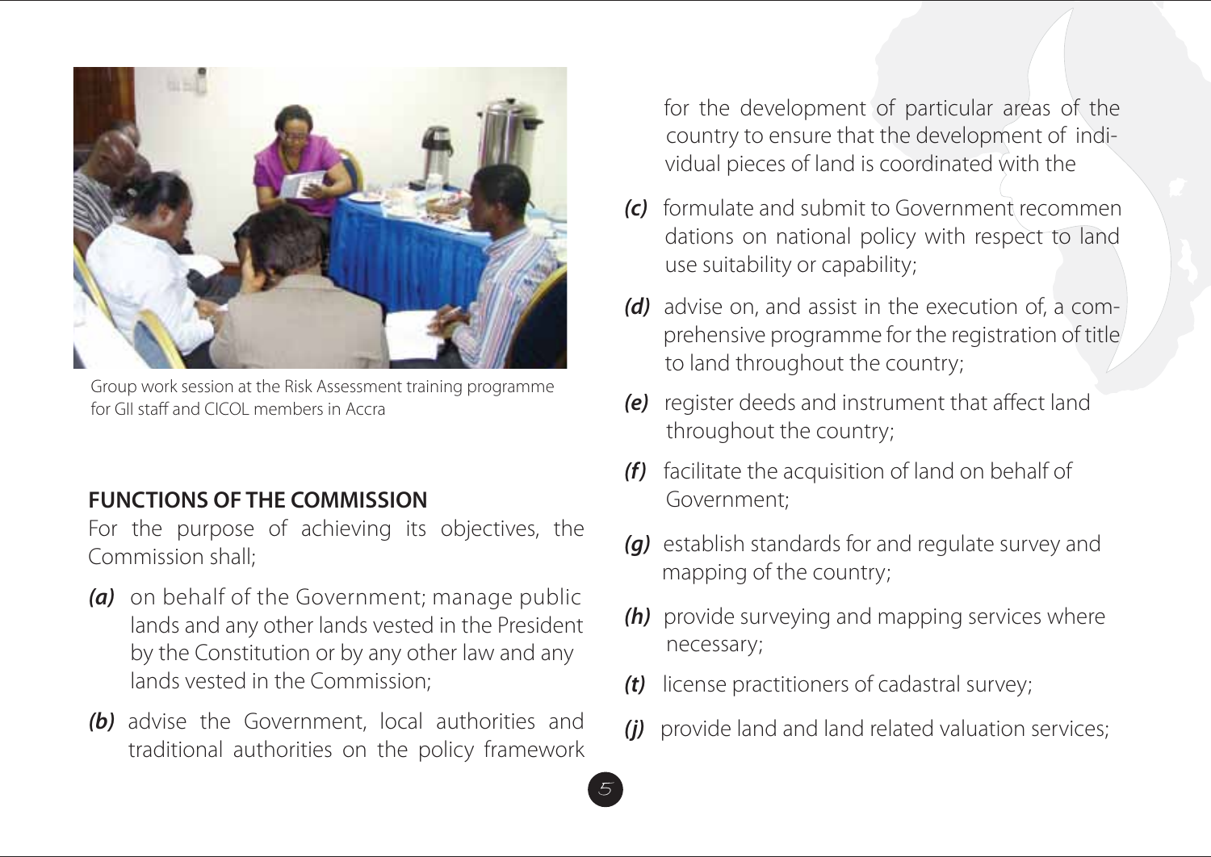Group work session at the Risk Assessment training programme for GII staff and CICOL members in Accra

## FUNCTIONS OF THE COMMISSION

For the purpose of achieving its objectives, the Commission shall;

***(a)*** on behalf of the Government; manage public lands and any other lands vested in the President by the Constitution or by any other law and any lands vested in the Commission;

***(b)*** advise the Government, local authorities and traditional authorities on the policy framework for the development of particular areas of the country to ensure that the development of individual pieces of land is coordinated with the

***(c)*** formulate and submit to Government recommendations on national policy with respect to land use suitability or capability;

***(d)*** advise on, and assist in the execution of, a comprehensive programme for the registration of title to land throughout the country;

***(e)*** register deeds and instrument that affect land throughout the country;

***(f)*** facilitate the acquisition of land on behalf of Government;

***(g)*** establish standards for and regulate survey and mapping of the country;

***(h)*** provide surveying and mapping services where necessary;

***(t)*** license practitioners of cadastral survey;

***(j)*** provide land and land related valuation services;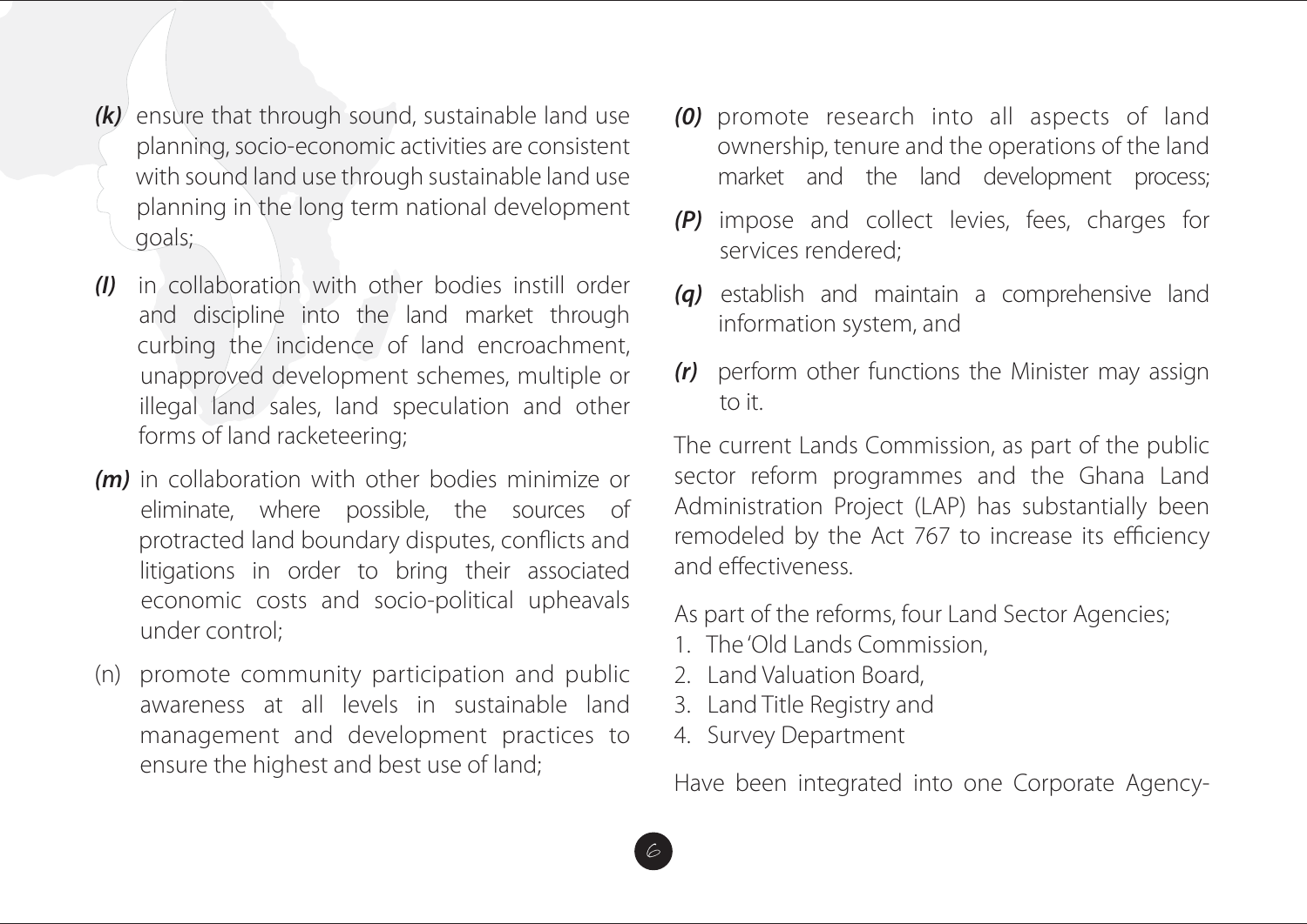***(k)*** ensure that through sound, sustainable land use planning, socio-economic activities are consistent with sound land use through sustainable land use planning in the long term national development goals;

***(l)*** in collaboration with other bodies instill order and discipline into the land market through curbing the incidence of land encroachment, unapproved development schemes, multiple or illegal land sales, land speculation and other forms of land racketeering;

***(m)*** in collaboration with other bodies minimize or eliminate, where possible, the sources of protracted land boundary disputes, conflicts and litigations in order to bring their associated economic costs and socio-political upheavals under control;

(n) promote community participation and public awareness at all levels in sustainable land management and development practices to ensure the highest and best use of land;

***(0)*** promote research into all aspects of land ownership, tenure and the operations of the land market and the land development process;

***(P)*** impose and collect levies, fees, charges for services rendered;

***(q)*** establish and maintain a comprehensive land information system, and

***(r)*** perform other functions the Minister may assign to it.

The current Lands Commission, as part of the public sector reform programmes and the Ghana Land Administration Project (LAP) has substantially been remodeled by the Act 767 to increase its efficiency and effectiveness.

As part of the reforms, four Land Sector Agencies;

1. The 'Old Lands Commission,
2. Land Valuation Board,
3. Land Title Registry and
4. Survey Department

Have been integrated into one Corporate Agency-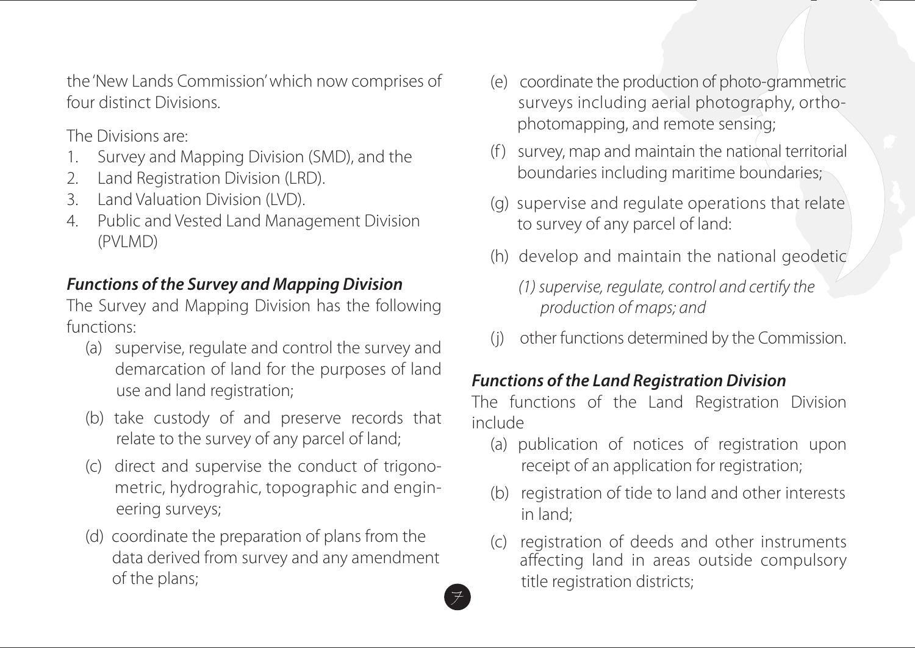the 'New Lands Commission' which now comprises of four distinct Divisions.

The Divisions are:

1. Survey and Mapping Division (SMD), and the
2. Land Registration Division (LRD).
3. Land Valuation Division (LVD).
4. Public and Vested Land Management Division (PVLMD)

### *Functions of the Survey and Mapping Division*

The Survey and Mapping Division has the following functions:

(a) supervise, regulate and control the survey and demarcation of land for the purposes of land use and land registration;

(b) take custody of and preserve records that relate to the survey of any parcel of land;

(c) direct and supervise the conduct of trigonometric, hydrograhic, topographic and engineering surveys;

(d) coordinate the preparation of plans from the data derived from survey and any amendment of the plans;

(e) coordinate the production of photo-grammetric surveys including aerial photography, orthophotomapping, and remote sensing;

(f) survey, map and maintain the national territorial boundaries including maritime boundaries;

(g) supervise and regulate operations that relate to survey of any parcel of land:

(h) develop and maintain the national geodetic

*(1) supervise, regulate, control and certify the production of maps; and*

(j) other functions determined by the Commission.

### *Functions of the Land Registration Division*

The functions of the Land Registration Division include

(a) publication of notices of registration upon receipt of an application for registration;

(b) registration of tide to land and other interests in land;

(c) registration of deeds and other instruments affecting land in areas outside compulsory title registration districts;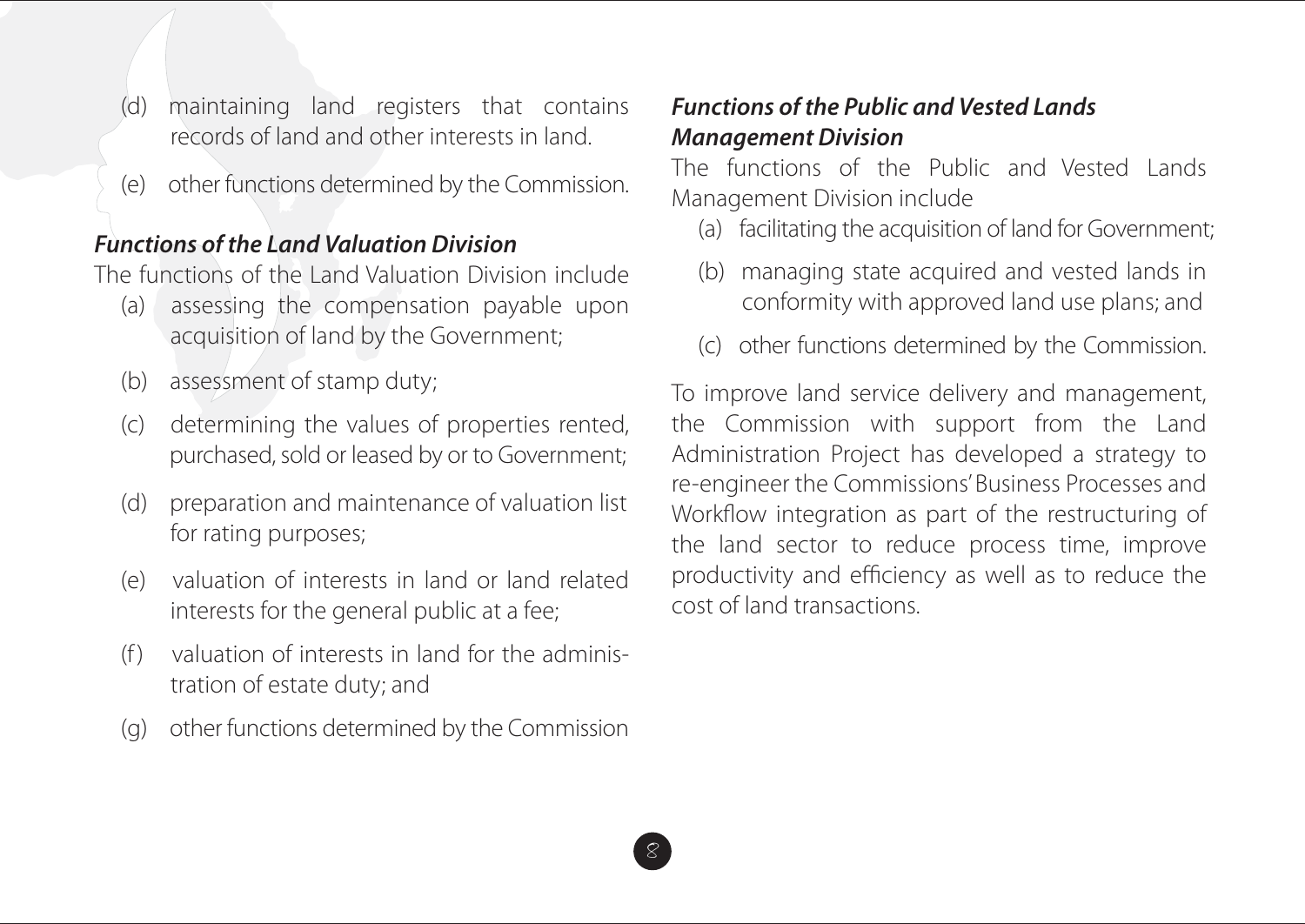(d) maintaining land registers that contains records of land and other interests in land.

(e) other functions determined by the Commission.

***Functions of the Land Valuation Division***

The functions of the Land Valuation Division include

(a) assessing the compensation payable upon acquisition of land by the Government;

(b) assessment of stamp duty;

(c) determining the values of properties rented, purchased, sold or leased by or to Government;

(d) preparation and maintenance of valuation list for rating purposes;

(e) valuation of interests in land or land related interests for the general public at a fee;

(f) valuation of interests in land for the administration of estate duty; and

(g) other functions determined by the Commission

***Functions of the Public and Vested Lands Management Division***

The functions of the Public and Vested Lands Management Division include

(a) facilitating the acquisition of land for Government;

(b) managing state acquired and vested lands in conformity with approved land use plans; and

(c) other functions determined by the Commission.

To improve land service delivery and management, the Commission with support from the Land Administration Project has developed a strategy to re-engineer the Commissions' Business Processes and Workflow integration as part of the restructuring of the land sector to reduce process time, improve productivity and efficiency as well as to reduce the cost of land transactions.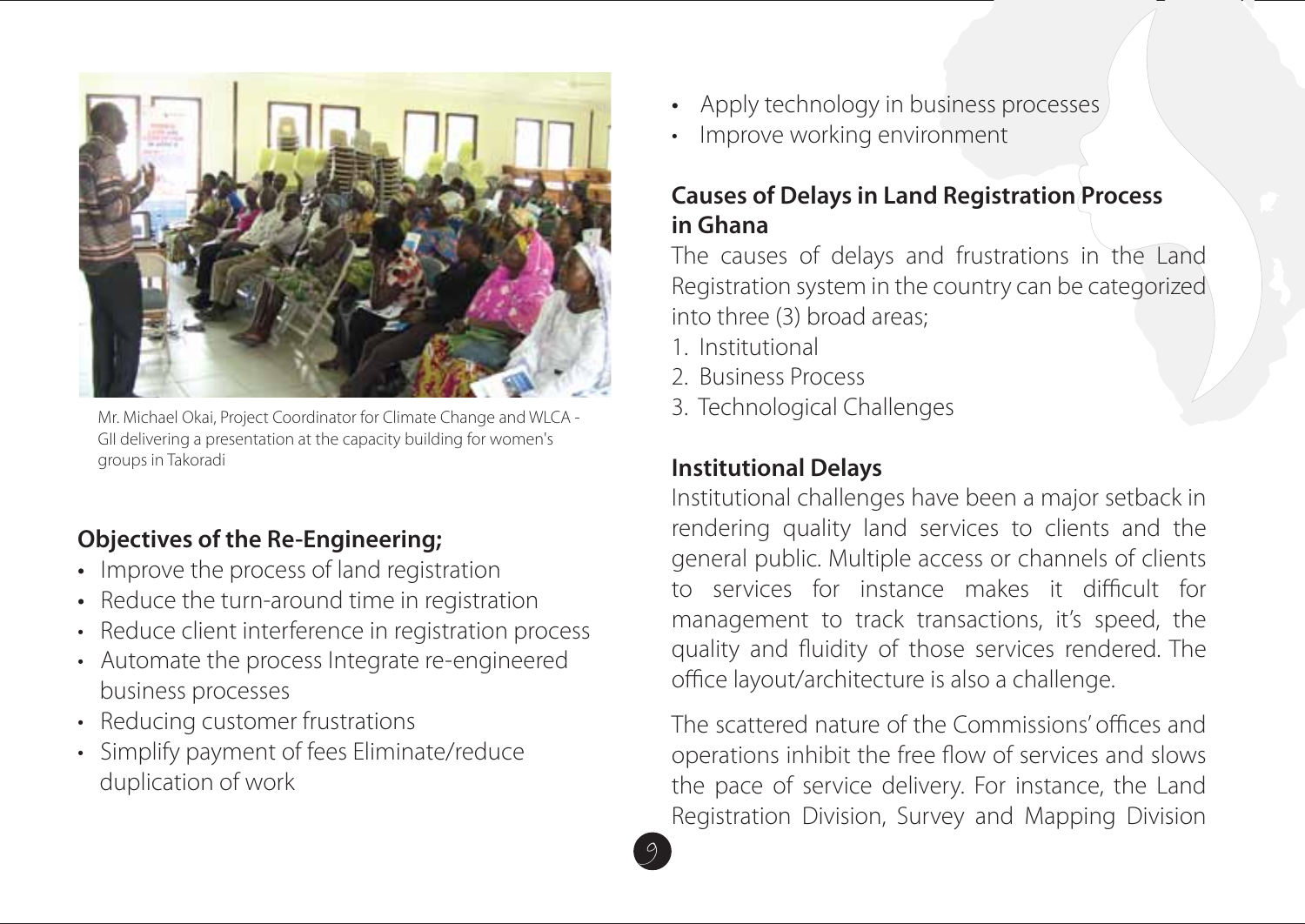Mr. Michael Okai, Project Coordinator for Climate Change and WLCA - GII delivering a presentation at the capacity building for women's groups in Takoradi

## Objectives of the Re-Engineering;

- Improve the process of land registration
- Reduce the turn-around time in registration
- Reduce client interference in registration process
- Automate the process Integrate re-engineered business processes
- Reducing customer frustrations
- Simplify payment of fees Eliminate/reduce duplication of work
- Apply technology in business processes
- Improve working environment

## Causes of Delays in Land Registration Process in Ghana

The causes of delays and frustrations in the Land Registration system in the country can be categorized into three (3) broad areas;

1. Institutional
2. Business Process
3. Technological Challenges

## Institutional Delays

Institutional challenges have been a major setback in rendering quality land services to clients and the general public. Multiple access or channels of clients to services for instance makes it difficult for management to track transactions, it's speed, the quality and fluidity of those services rendered. The office layout/architecture is also a challenge.

The scattered nature of the Commissions' offices and operations inhibit the free flow of services and slows the pace of service delivery. For instance, the Land Registration Division, Survey and Mapping Division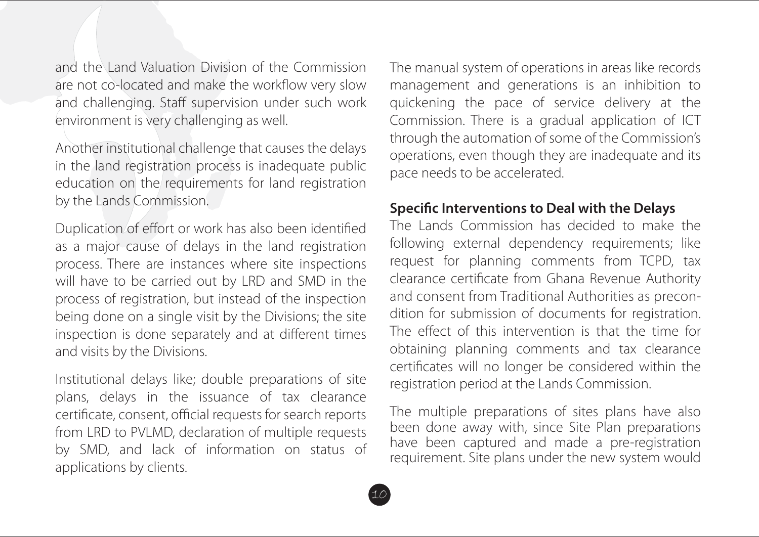and the Land Valuation Division of the Commission are not co-located and make the workflow very slow and challenging. Staff supervision under such work environment is very challenging as well.

Another institutional challenge that causes the delays in the land registration process is inadequate public education on the requirements for land registration by the Lands Commission.

Duplication of effort or work has also been identified as a major cause of delays in the land registration process. There are instances where site inspections will have to be carried out by LRD and SMD in the process of registration, but instead of the inspection being done on a single visit by the Divisions; the site inspection is done separately and at different times and visits by the Divisions.

Institutional delays like; double preparations of site plans, delays in the issuance of tax clearance certificate, consent, official requests for search reports from LRD to PVLMD, declaration of multiple requests by SMD, and lack of information on status of applications by clients.

The manual system of operations in areas like records management and generations is an inhibition to quickening the pace of service delivery at the Commission. There is a gradual application of ICT through the automation of some of the Commission's operations, even though they are inadequate and its pace needs to be accelerated.

**Specific Interventions to Deal with the Delays**

The Lands Commission has decided to make the following external dependency requirements; like request for planning comments from TCPD, tax clearance certificate from Ghana Revenue Authority and consent from Traditional Authorities as precondition for submission of documents for registration. The effect of this intervention is that the time for obtaining planning comments and tax clearance certificates will no longer be considered within the registration period at the Lands Commission.

The multiple preparations of sites plans have also been done away with, since Site Plan preparations have been captured and made a pre-registration requirement. Site plans under the new system would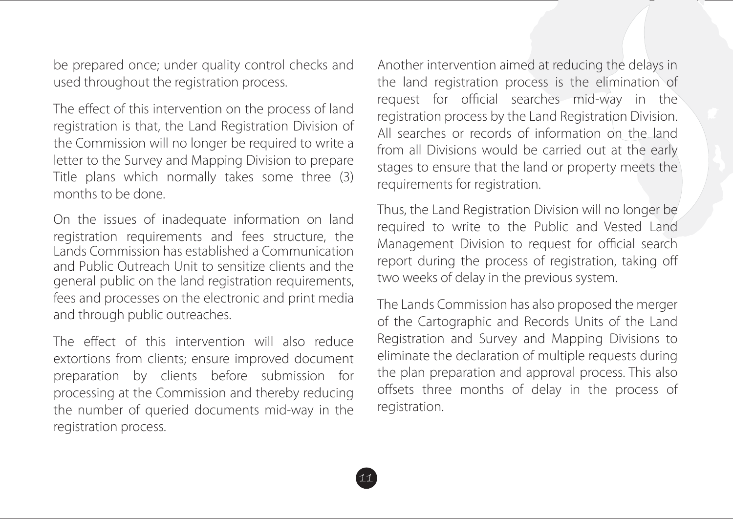be prepared once; under quality control checks and used throughout the registration process.

The effect of this intervention on the process of land registration is that, the Land Registration Division of the Commission will no longer be required to write a letter to the Survey and Mapping Division to prepare Title plans which normally takes some three (3) months to be done.

On the issues of inadequate information on land registration requirements and fees structure, the Lands Commission has established a Communication and Public Outreach Unit to sensitize clients and the general public on the land registration requirements, fees and processes on the electronic and print media and through public outreaches.

The effect of this intervention will also reduce extortions from clients; ensure improved document preparation by clients before submission for processing at the Commission and thereby reducing the number of queried documents mid-way in the registration process.

Another intervention aimed at reducing the delays in the land registration process is the elimination of request for official searches mid-way in the registration process by the Land Registration Division. All searches or records of information on the land from all Divisions would be carried out at the early stages to ensure that the land or property meets the requirements for registration.

Thus, the Land Registration Division will no longer be required to write to the Public and Vested Land Management Division to request for official search report during the process of registration, taking off two weeks of delay in the previous system.

The Lands Commission has also proposed the merger of the Cartographic and Records Units of the Land Registration and Survey and Mapping Divisions to eliminate the declaration of multiple requests during the plan preparation and approval process. This also offsets three months of delay in the process of registration.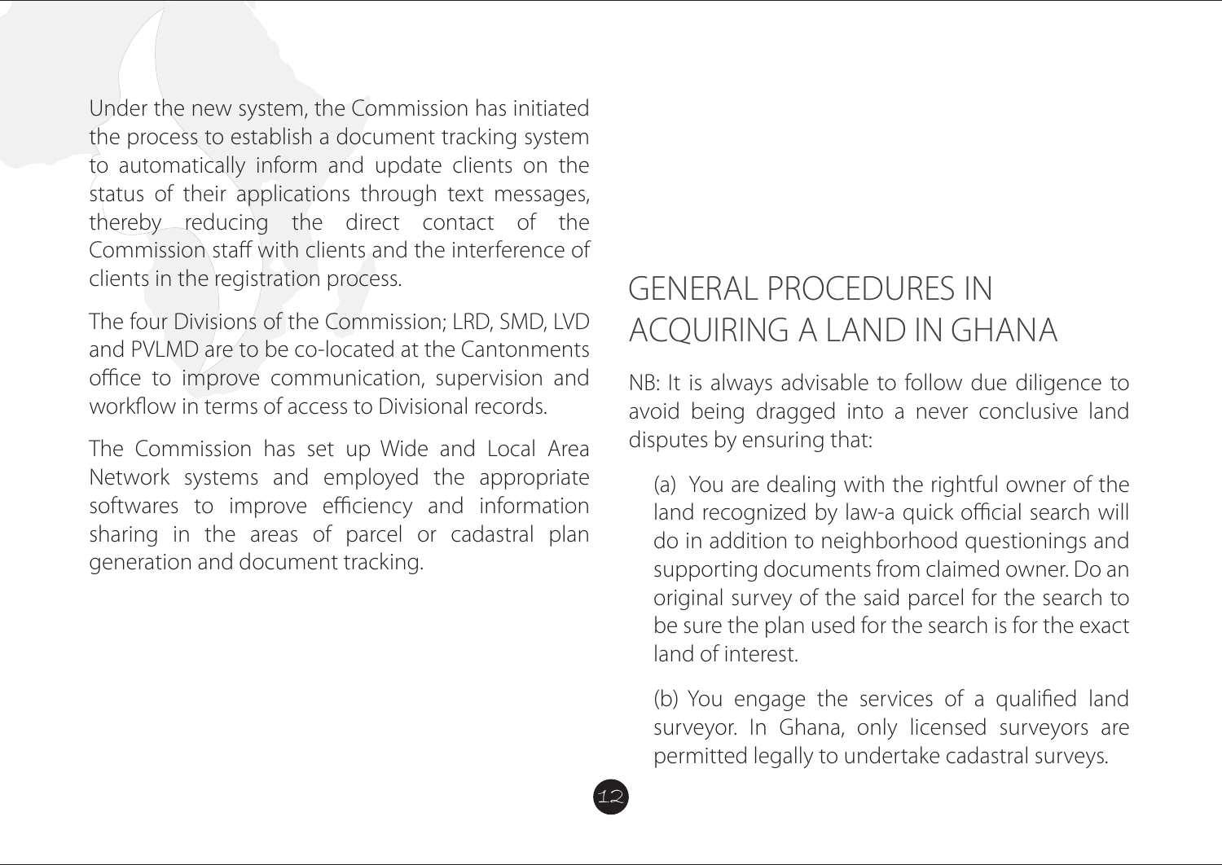Under the new system, the Commission has initiated the process to establish a document tracking system to automatically inform and update clients on the status of their applications through text messages, thereby reducing the direct contact of the Commission staff with clients and the interference of clients in the registration process.

The four Divisions of the Commission; LRD, SMD, LVD and PVLMD are to be co-located at the Cantonments office to improve communication, supervision and workflow in terms of access to Divisional records.

The Commission has set up Wide and Local Area Network systems and employed the appropriate softwares to improve efficiency and information sharing in the areas of parcel or cadastral plan generation and document tracking.

# GENERAL PROCEDURES IN ACQUIRING A LAND IN GHANA

NB: It is always advisable to follow due diligence to avoid being dragged into a never conclusive land disputes by ensuring that:

(a) You are dealing with the rightful owner of the land recognized by law-a quick official search will do in addition to neighborhood questionings and supporting documents from claimed owner. Do an original survey of the said parcel for the search to be sure the plan used for the search is for the exact land of interest.

(b) You engage the services of a qualified land surveyor. In Ghana, only licensed surveyors are permitted legally to undertake cadastral surveys.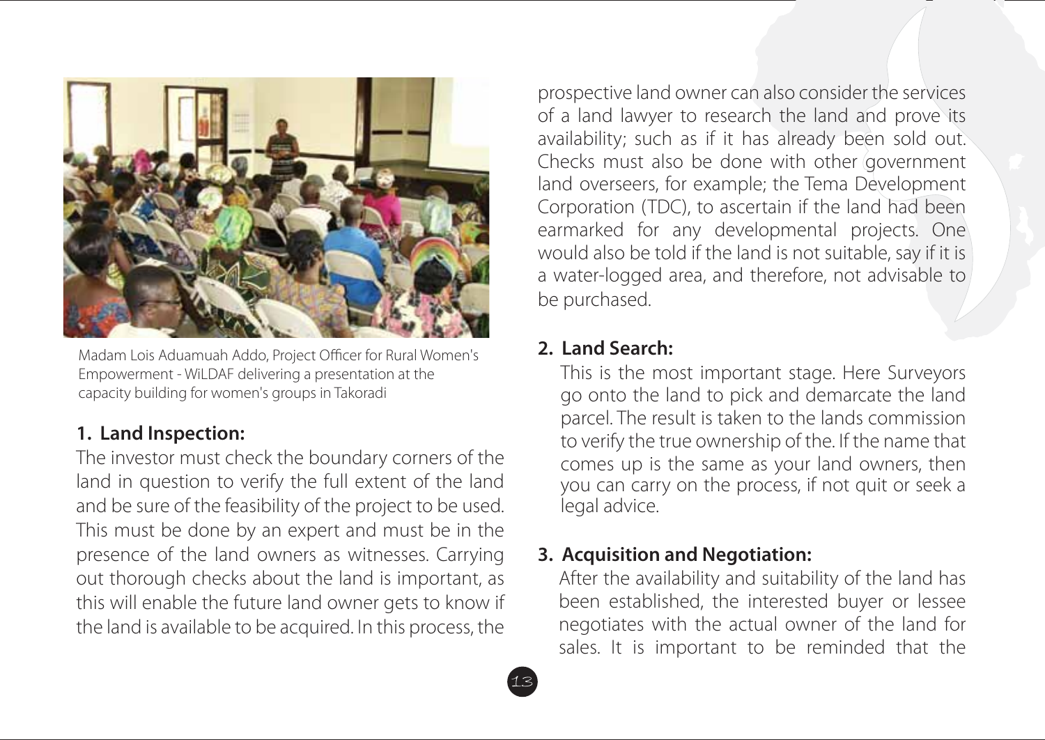Madam Lois Aduamuah Addo, Project Officer for Rural Women's Empowerment - WiLDAF delivering a presentation at the capacity building for women's groups in Takoradi

**1. Land Inspection:**

The investor must check the boundary corners of the land in question to verify the full extent of the land and be sure of the feasibility of the project to be used. This must be done by an expert and must be in the presence of the land owners as witnesses. Carrying out thorough checks about the land is important, as this will enable the future land owner gets to know if the land is available to be acquired. In this process, the prospective land owner can also consider the services of a land lawyer to research the land and prove its availability; such as if it has already been sold out. Checks must also be done with other government land overseers, for example; the Tema Development Corporation (TDC), to ascertain if the land had been earmarked for any developmental projects. One would also be told if the land is not suitable, say if it is a water-logged area, and therefore, not advisable to be purchased.

**2. Land Search:**

This is the most important stage. Here Surveyors go onto the land to pick and demarcate the land parcel. The result is taken to the lands commission to verify the true ownership of the. If the name that comes up is the same as your land owners, then you can carry on the process, if not quit or seek a legal advice.

**3. Acquisition and Negotiation:**

After the availability and suitability of the land has been established, the interested buyer or lessee negotiates with the actual owner of the land for sales. It is important to be reminded that the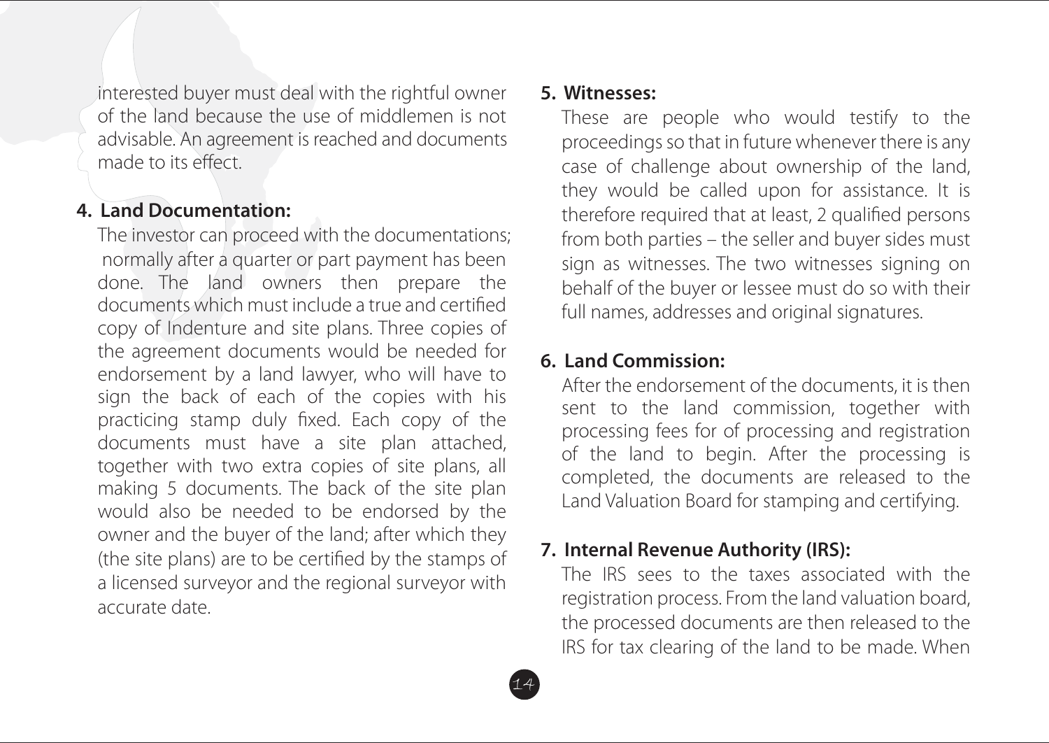interested buyer must deal with the rightful owner of the land because the use of middlemen is not advisable. An agreement is reached and documents made to its effect.

**4. Land Documentation:**

The investor can proceed with the documentations; normally after a quarter or part payment has been done. The land owners then prepare the documents which must include a true and certified copy of Indenture and site plans. Three copies of the agreement documents would be needed for endorsement by a land lawyer, who will have to sign the back of each of the copies with his practicing stamp duly fixed. Each copy of the documents must have a site plan attached, together with two extra copies of site plans, all making 5 documents. The back of the site plan would also be needed to be endorsed by the owner and the buyer of the land; after which they (the site plans) are to be certified by the stamps of a licensed surveyor and the regional surveyor with accurate date.

**5. Witnesses:**

These are people who would testify to the proceedings so that in future whenever there is any case of challenge about ownership of the land, they would be called upon for assistance. It is therefore required that at least, 2 qualified persons from both parties – the seller and buyer sides must sign as witnesses. The two witnesses signing on behalf of the buyer or lessee must do so with their full names, addresses and original signatures.

**6. Land Commission:**

After the endorsement of the documents, it is then sent to the land commission, together with processing fees for of processing and registration of the land to begin. After the processing is completed, the documents are released to the Land Valuation Board for stamping and certifying.

**7. Internal Revenue Authority (IRS):**

The IRS sees to the taxes associated with the registration process. From the land valuation board, the processed documents are then released to the IRS for tax clearing of the land to be made. When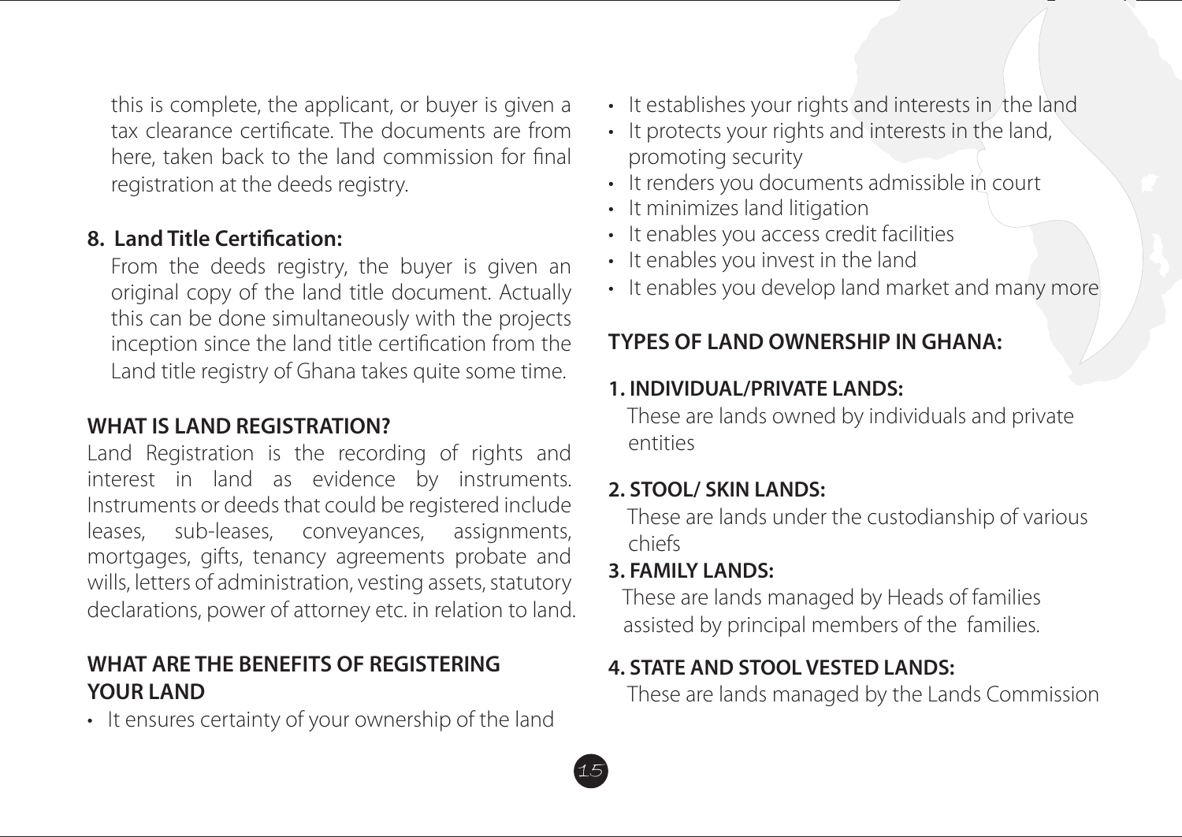this is complete, the applicant, or buyer is given a tax clearance certificate. The documents are from here, taken back to the land commission for final registration at the deeds registry.

**8. Land Title Certification:**

From the deeds registry, the buyer is given an original copy of the land title document. Actually this can be done simultaneously with the projects inception since the land title certification from the Land title registry of Ghana takes quite some time.

## WHAT IS LAND REGISTRATION?

Land Registration is the recording of rights and interest in land as evidence by instruments. Instruments or deeds that could be registered include leases, sub-leases, conveyances, assignments, mortgages, gifts, tenancy agreements probate and wills, letters of administration, vesting assets, statutory declarations, power of attorney etc. in relation to land.

## WHAT ARE THE BENEFITS OF REGISTERING YOUR LAND

- It ensures certainty of your ownership of the land
- It establishes your rights and interests in the land
- It protects your rights and interests in the land, promoting security
- It renders you documents admissible in court
- It minimizes land litigation
- It enables you access credit facilities
- It enables you invest in the land
- It enables you develop land market and many more

## TYPES OF LAND OWNERSHIP IN GHANA:

### 1. INDIVIDUAL/PRIVATE LANDS:

These are lands owned by individuals and private entities

### 2. STOOL/ SKIN LANDS:

These are lands under the custodianship of various chiefs

### 3. FAMILY LANDS:

These are lands managed by Heads of families assisted by principal members of the families.

### 4. STATE AND STOOL VESTED LANDS:

These are lands managed by the Lands Commission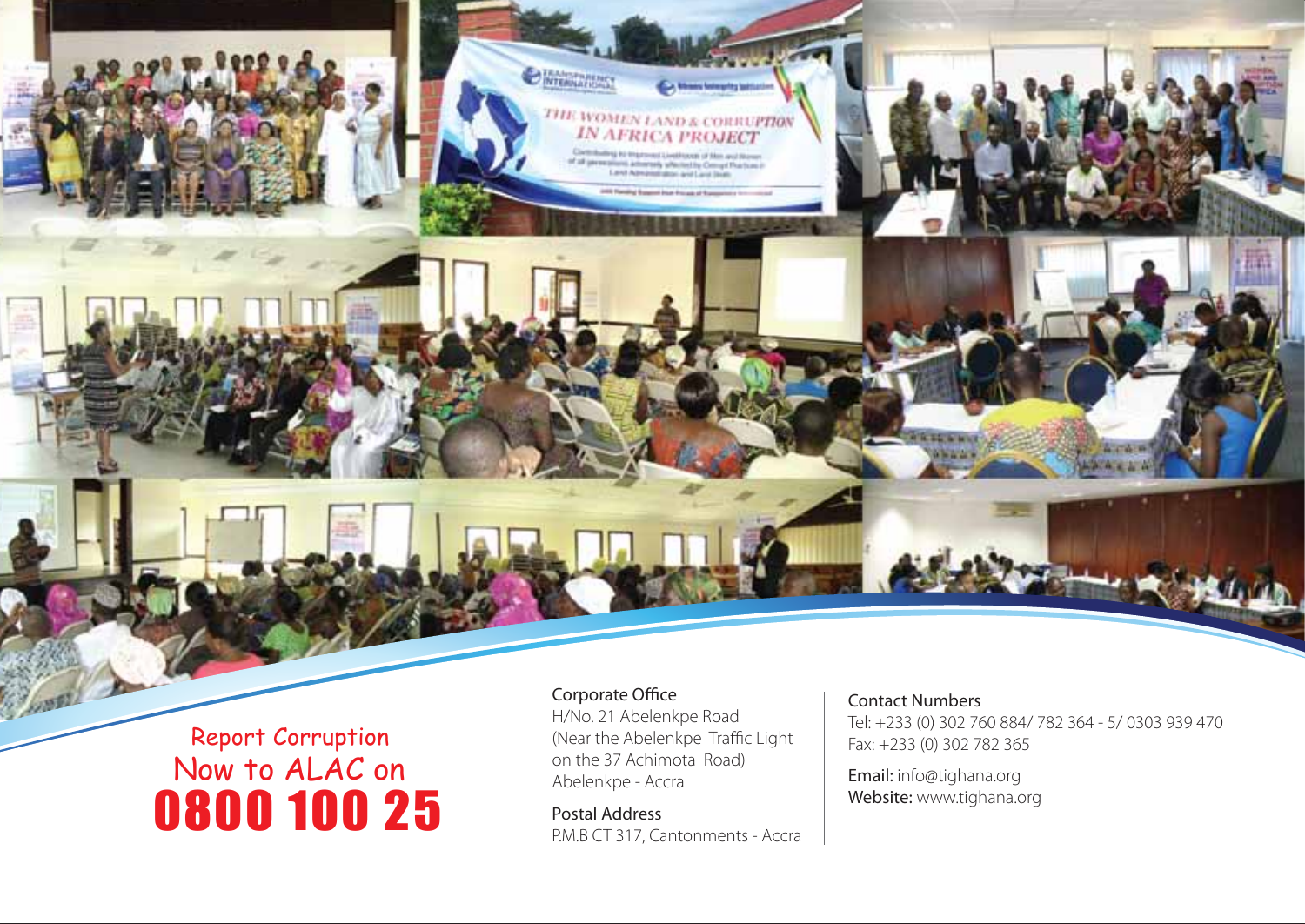Report Corruption
Now to ALAC on
**0800 100 25**

Corporate Office
H/No. 21 Abelenkpe Road
(Near the Abelenkpe Traffic Light
on the 37 Achimota Road)
Abelenkpe - Accra

Postal Address
P.M.B CT 317, Cantonments - Accra

Contact Numbers
Tel: +233 (0) 302 760 884/ 782 364 - 5/ 0303 939 470
Fax: +233 (0) 302 782 365

**Email:** info@tighana.org
**Website:** www.tighana.org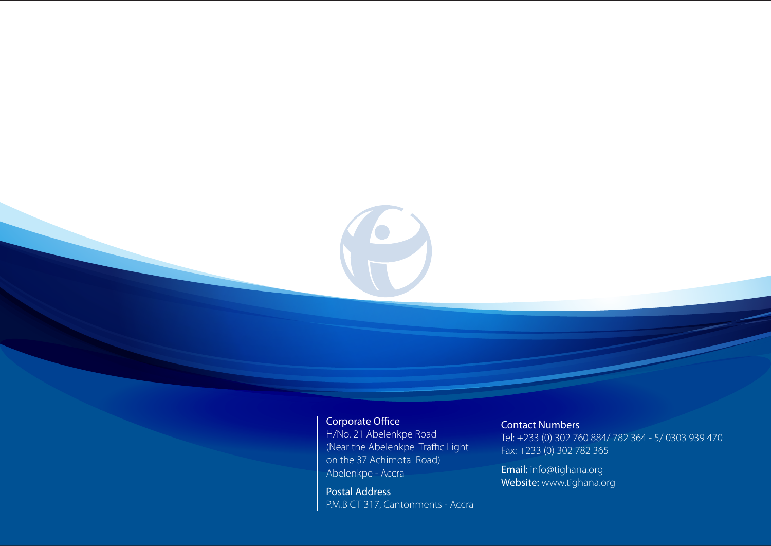Corporate Office
H/No. 21 Abelenkpe Road
(Near the Abelenkpe Traffic Light
on the 37 Achimota Road)
Abelenkpe - Accra

Postal Address
P.M.B CT 317, Cantonments - Accra

Contact Numbers
Tel: +233 (0) 302 760 884/ 782 364 - 5/ 0303 939 470
Fax: +233 (0) 302 782 365

**Email:** info@tighana.org
**Website:** www.tighana.org